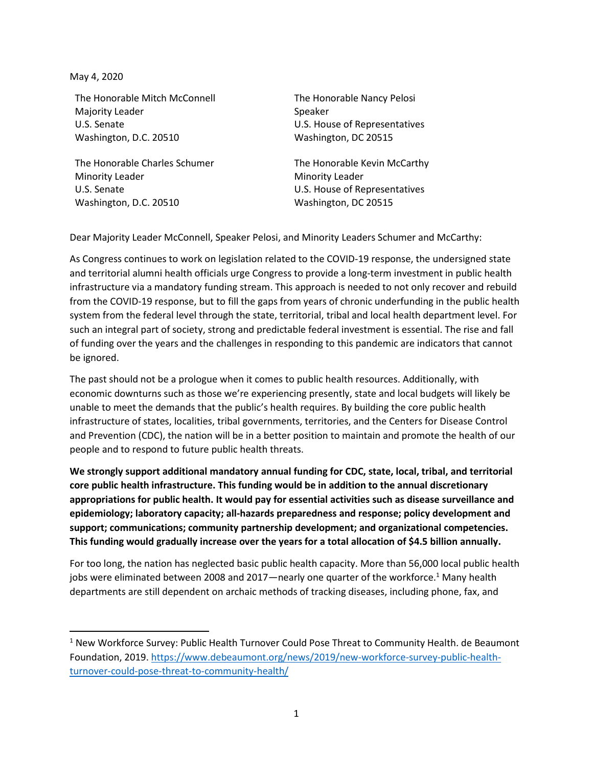May 4, 2020

The Honorable Mitch McConnell
Majority Leader
U.S. Senate
Washington, D.C. 20510

The Honorable Nancy Pelosi
Speaker
U.S. House of Representatives
Washington, DC 20515

The Honorable Charles Schumer
Minority Leader
U.S. Senate
Washington, D.C. 20510

The Honorable Kevin McCarthy
Minority Leader
U.S. House of Representatives
Washington, DC 20515

Dear Majority Leader McConnell, Speaker Pelosi, and Minority Leaders Schumer and McCarthy:

As Congress continues to work on legislation related to the COVID-19 response, the undersigned state and territorial alumni health officials urge Congress to provide a long-term investment in public health infrastructure via a mandatory funding stream. This approach is needed to not only recover and rebuild from the COVID-19 response, but to fill the gaps from years of chronic underfunding in the public health system from the federal level through the state, territorial, tribal and local health department level. For such an integral part of society, strong and predictable federal investment is essential. The rise and fall of funding over the years and the challenges in responding to this pandemic are indicators that cannot be ignored.

The past should not be a prologue when it comes to public health resources. Additionally, with economic downturns such as those we're experiencing presently, state and local budgets will likely be unable to meet the demands that the public's health requires. By building the core public health infrastructure of states, localities, tribal governments, territories, and the Centers for Disease Control and Prevention (CDC), the nation will be in a better position to maintain and promote the health of our people and to respond to future public health threats.

**We strongly support additional mandatory annual funding for CDC, state, local, tribal, and territorial core public health infrastructure. This funding would be in addition to the annual discretionary appropriations for public health. It would pay for essential activities such as disease surveillance and epidemiology; laboratory capacity; all-hazards preparedness and response; policy development and support; communications; community partnership development; and organizational competencies. This funding would gradually increase over the years for a total allocation of $4.5 billion annually.**

For too long, the nation has neglected basic public health capacity. More than 56,000 local public health jobs were eliminated between 2008 and 2017—nearly one quarter of the workforce.[1] Many health departments are still dependent on archaic methods of tracking diseases, including phone, fax, and

[1] New Workforce Survey: Public Health Turnover Could Pose Threat to Community Health. de Beaumont Foundation, 2019. https://www.debeaumont.org/news/2019/new-workforce-survey-public-health-turnover-could-pose-threat-to-community-health/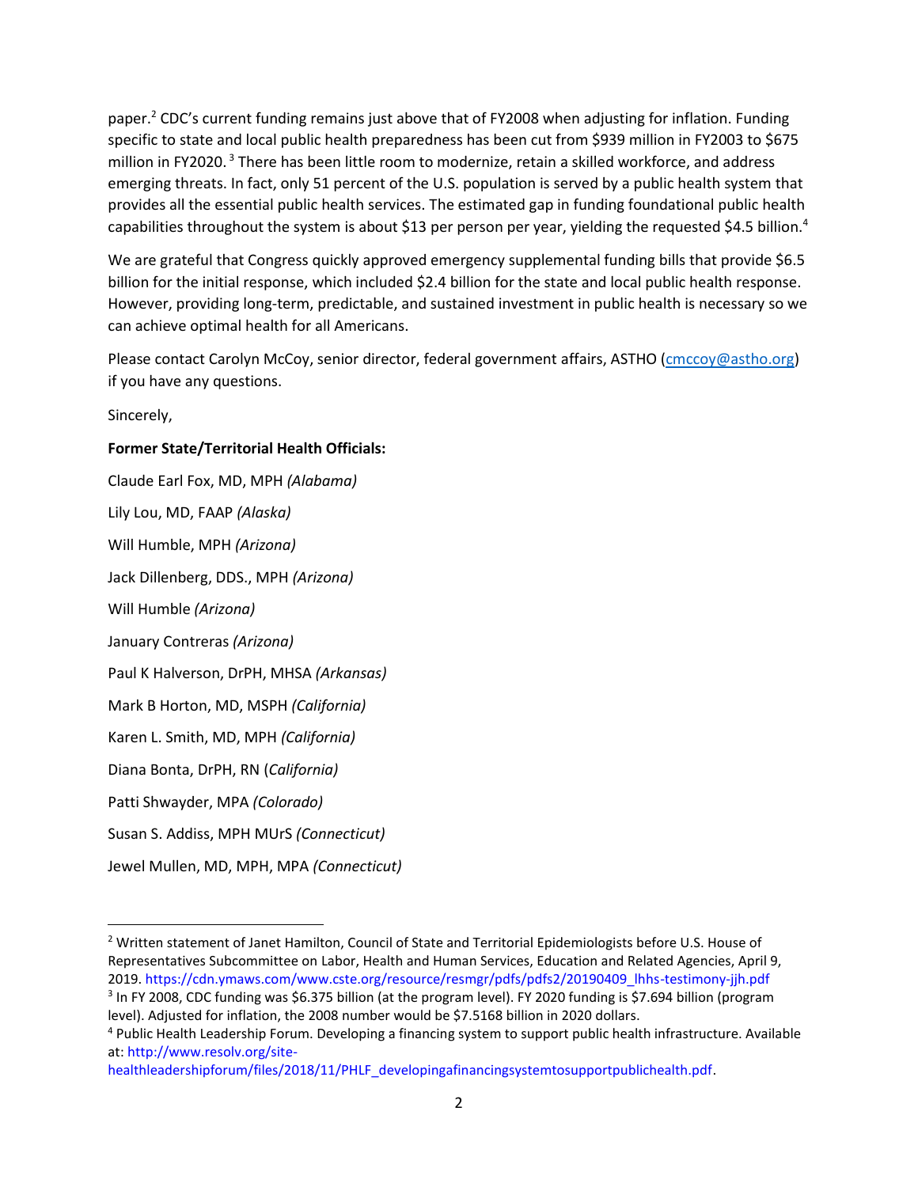paper.[2] CDC's current funding remains just above that of FY2008 when adjusting for inflation. Funding specific to state and local public health preparedness has been cut from $939 million in FY2003 to $675 million in FY2020.[3] There has been little room to modernize, retain a skilled workforce, and address emerging threats. In fact, only 51 percent of the U.S. population is served by a public health system that provides all the essential public health services. The estimated gap in funding foundational public health capabilities throughout the system is about $13 per person per year, yielding the requested $4.5 billion.[4]

We are grateful that Congress quickly approved emergency supplemental funding bills that provide $6.5 billion for the initial response, which included $2.4 billion for the state and local public health response. However, providing long-term, predictable, and sustained investment in public health is necessary so we can achieve optimal health for all Americans.

Please contact Carolyn McCoy, senior director, federal government affairs, ASTHO (cmccoy@astho.org) if you have any questions.

Sincerely,

**Former State/Territorial Health Officials:**

Claude Earl Fox, MD, MPH *(Alabama)*

Lily Lou, MD, FAAP *(Alaska)*

Will Humble, MPH *(Arizona)*

Jack Dillenberg, DDS., MPH *(Arizona)*

Will Humble *(Arizona)*

January Contreras *(Arizona)*

Paul K Halverson, DrPH, MHSA *(Arkansas)*

Mark B Horton, MD, MSPH *(California)*

Karen L. Smith, MD, MPH *(California)*

Diana Bonta, DrPH, RN (*California)*

Patti Shwayder, MPA *(Colorado)*

Susan S. Addiss, MPH MUrS *(Connecticut)*

Jewel Mullen, MD, MPH, MPA *(Connecticut)*

---

[2] Written statement of Janet Hamilton, Council of State and Territorial Epidemiologists before U.S. House of Representatives Subcommittee on Labor, Health and Human Services, Education and Related Agencies, April 9, 2019. https://cdn.ymaws.com/www.cste.org/resource/resmgr/pdfs/pdfs2/20190409_lhhs-testimony-jjh.pdf

[3] In FY 2008, CDC funding was $6.375 billion (at the program level). FY 2020 funding is $7.694 billion (program level). Adjusted for inflation, the 2008 number would be $7.5168 billion in 2020 dollars.

[4] Public Health Leadership Forum. Developing a financing system to support public health infrastructure. Available at: http://www.resolv.org/site-healthleadershipforum/files/2018/11/PHLF_developingafinancingsystemtosupportpublichealth.pdf.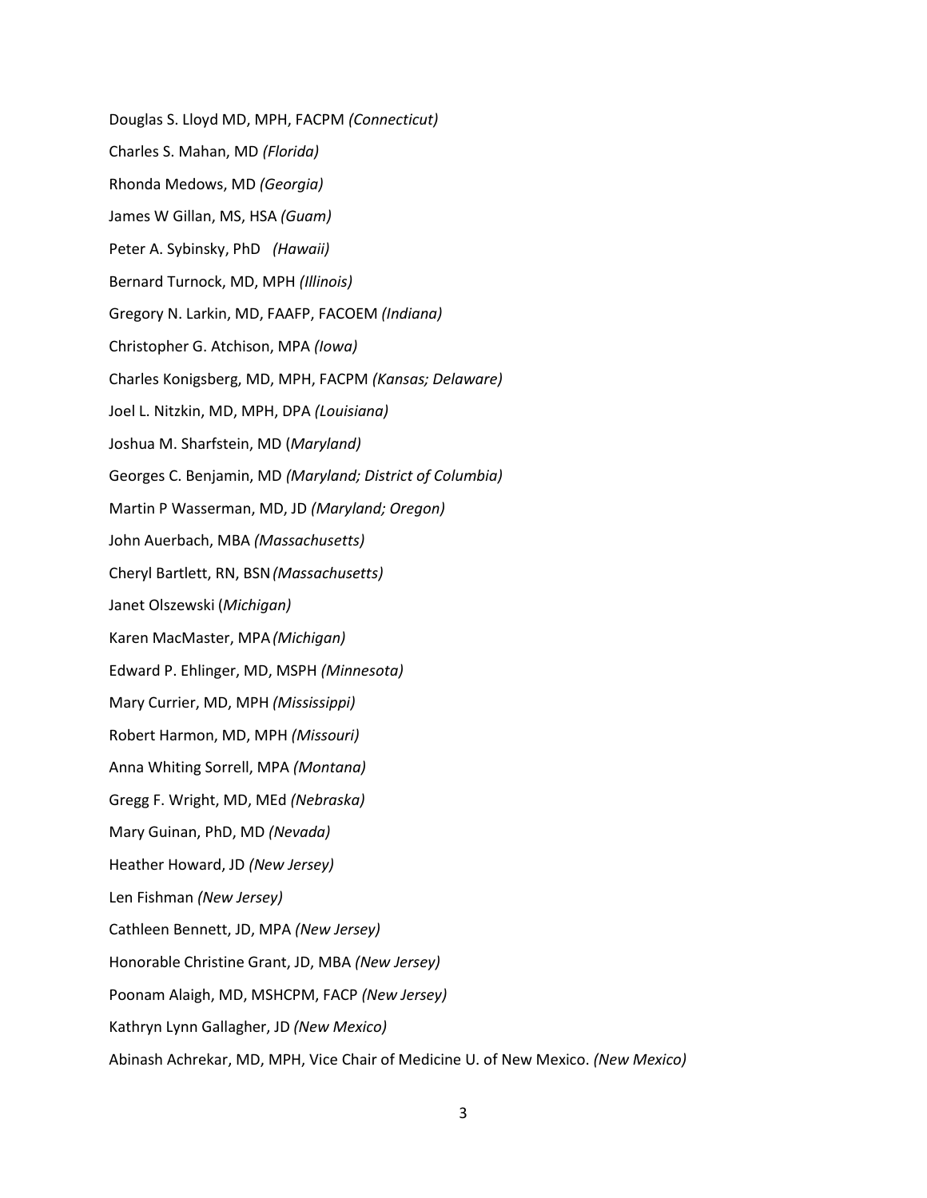Douglas S. Lloyd MD, MPH, FACPM *(Connecticut)*

Charles S. Mahan, MD *(Florida)*

Rhonda Medows, MD *(Georgia)*

James W Gillan, MS, HSA *(Guam)*

Peter A. Sybinsky, PhD *(Hawaii)*

Bernard Turnock, MD, MPH *(Illinois)*

Gregory N. Larkin, MD, FAAFP, FACOEM *(Indiana)*

Christopher G. Atchison, MPA *(Iowa)*

Charles Konigsberg, MD, MPH, FACPM *(Kansas; Delaware)*

Joel L. Nitzkin, MD, MPH, DPA *(Louisiana)*

Joshua M. Sharfstein, MD (*Maryland)*

Georges C. Benjamin, MD *(Maryland; District of Columbia)*

Martin P Wasserman, MD, JD *(Maryland; Oregon)*

John Auerbach, MBA *(Massachusetts)*

Cheryl Bartlett, RN, BSN *(Massachusetts)*

Janet Olszewski (*Michigan)*

Karen MacMaster, MPA *(Michigan)*

Edward P. Ehlinger, MD, MSPH *(Minnesota)*

Mary Currier, MD, MPH *(Mississippi)*

Robert Harmon, MD, MPH *(Missouri)*

Anna Whiting Sorrell, MPA *(Montana)*

Gregg F. Wright, MD, MEd *(Nebraska)*

Mary Guinan, PhD, MD *(Nevada)*

Heather Howard, JD *(New Jersey)*

Len Fishman *(New Jersey)*

Cathleen Bennett, JD, MPA *(New Jersey)*

Honorable Christine Grant, JD, MBA *(New Jersey)*

Poonam Alaigh, MD, MSHCPM, FACP *(New Jersey)*

Kathryn Lynn Gallagher, JD *(New Mexico)*

Abinash Achrekar, MD, MPH, Vice Chair of Medicine U. of New Mexico. *(New Mexico)*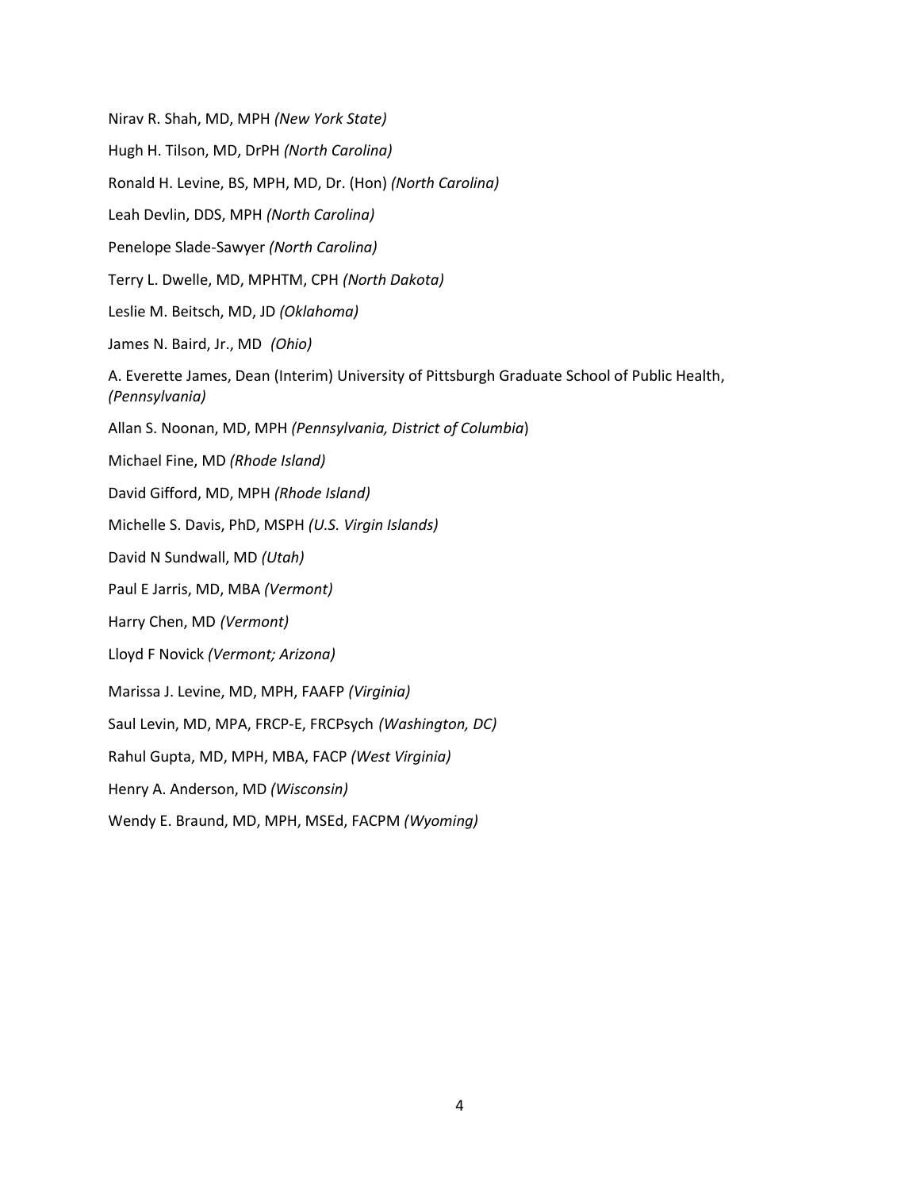Nirav R. Shah, MD, MPH *(New York State)*

Hugh H. Tilson, MD, DrPH *(North Carolina)*

Ronald H. Levine, BS, MPH, MD, Dr. (Hon) *(North Carolina)*

Leah Devlin, DDS, MPH *(North Carolina)*

Penelope Slade-Sawyer *(North Carolina)*

Terry L. Dwelle, MD, MPHTM, CPH *(North Dakota)*

Leslie M. Beitsch, MD, JD *(Oklahoma)*

James N. Baird, Jr., MD *(Ohio)*

A. Everette James, Dean (Interim) University of Pittsburgh Graduate School of Public Health, *(Pennsylvania)*

Allan S. Noonan, MD, MPH *(Pennsylvania, District of Columbia*)

Michael Fine, MD *(Rhode Island)*

David Gifford, MD, MPH *(Rhode Island)*

Michelle S. Davis, PhD, MSPH *(U.S. Virgin Islands)*

David N Sundwall, MD *(Utah)*

Paul E Jarris, MD, MBA *(Vermont)*

Harry Chen, MD *(Vermont)*

Lloyd F Novick *(Vermont; Arizona)*

Marissa J. Levine, MD, MPH, FAAFP *(Virginia)*

Saul Levin, MD, MPA, FRCP-E, FRCPsych *(Washington, DC)*

Rahul Gupta, MD, MPH, MBA, FACP *(West Virginia)*

Henry A. Anderson, MD *(Wisconsin)*

Wendy E. Braund, MD, MPH, MSEd, FACPM *(Wyoming)*